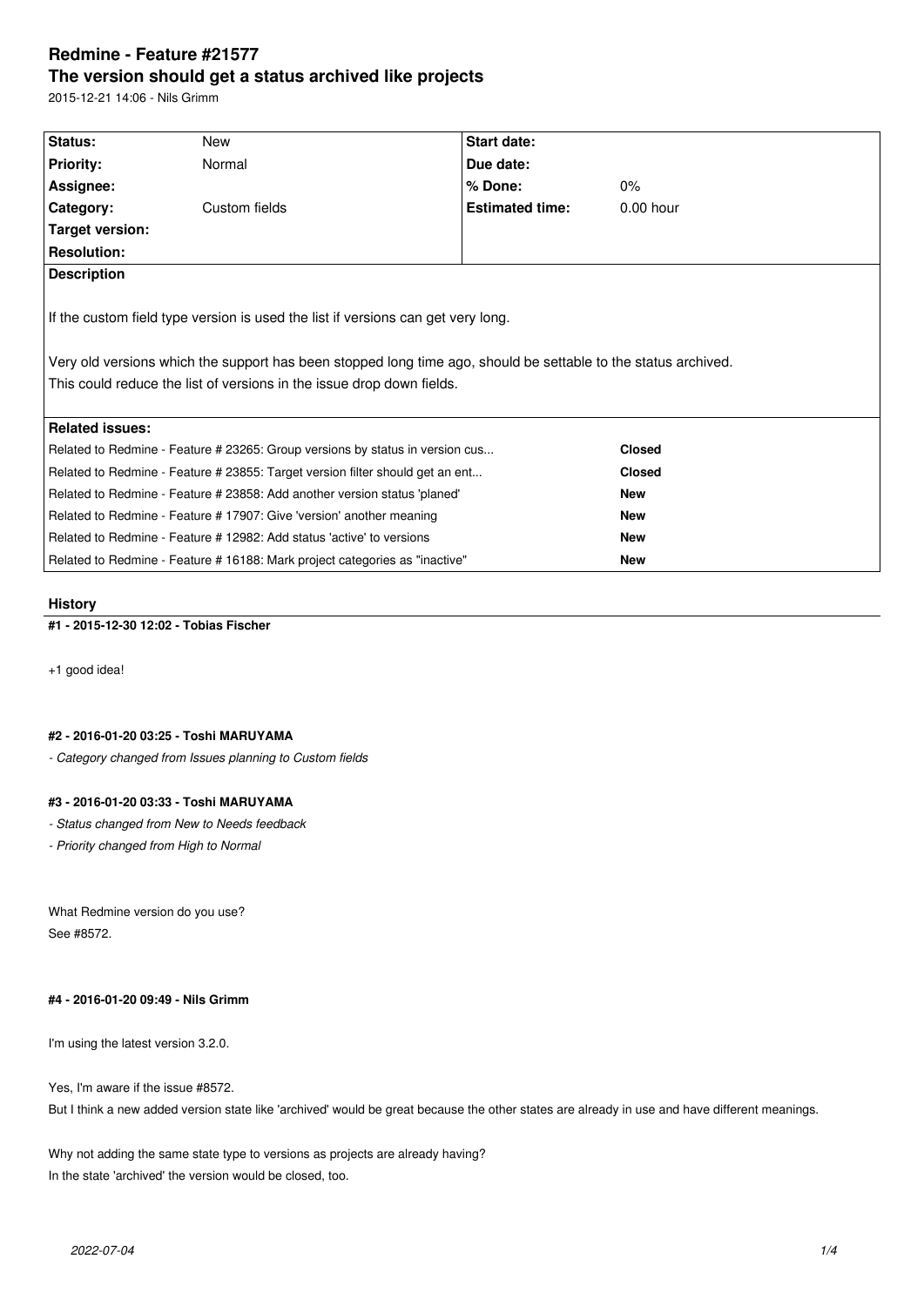# Redmine - Feature #21577

## The version should get a status archived like projects

2015-12-21 14:06 - Nils Grimm

| Status: | New | Start date: | |
|---|---|---|---|
| Priority: | Normal | Due date: | |
| Assignee: | | % Done: | 0% |
| Category: | Custom fields | Estimated time: | 0.00 hour |
| Target version: | | | |
| Resolution: | | | |

**Description**

If the custom field type version is used the list if versions can get very long.

Very old versions which the support has been stopped long time ago, should be settable to the status archived.
This could reduce the list of versions in the issue drop down fields.

**Related issues:**

| Related issue | Status |
|---|---|
| Related to Redmine - Feature # 23265: Group versions by status in version cus... | Closed |
| Related to Redmine - Feature # 23855: Target version filter should get an ent... | Closed |
| Related to Redmine - Feature # 23858: Add another version status 'planed' | New |
| Related to Redmine - Feature # 17907: Give 'version' another meaning | New |
| Related to Redmine - Feature # 12982: Add status 'active' to versions | New |
| Related to Redmine - Feature # 16188: Mark project categories as "inactive" | New |

### History

#### #1 - 2015-12-30 12:02 - Tobias Fischer

+1 good idea!

#### #2 - 2016-01-20 03:25 - Toshi MARUYAMA

*- Category changed from Issues planning to Custom fields*

#### #3 - 2016-01-20 03:33 - Toshi MARUYAMA

*- Status changed from New to Needs feedback*

*- Priority changed from High to Normal*

What Redmine version do you use?
See #8572.

#### #4 - 2016-01-20 09:49 - Nils Grimm

I'm using the latest version 3.2.0.

Yes, I'm aware if the issue #8572.
But I think a new added version state like 'archived' would be great because the other states are already in use and have different meanings.

Why not adding the same state type to versions as projects are already having?
In the state 'archived' the version would be closed, too.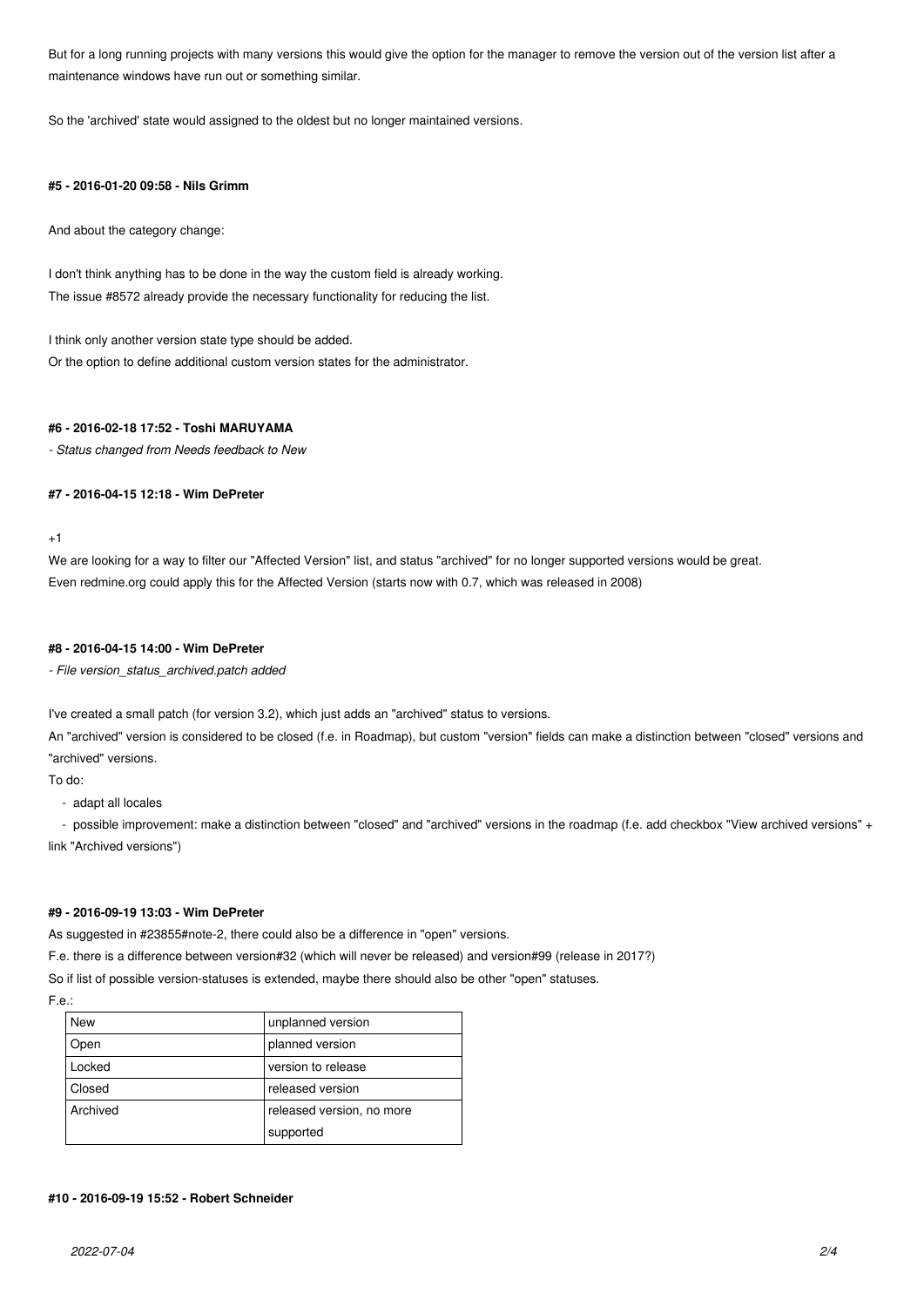But for a long running projects with many versions this would give the option for the manager to remove the version out of the version list after a maintenance windows have run out or something similar.

So the 'archived' state would assigned to the oldest but no longer maintained versions.

#### #5 - 2016-01-20 09:58 - Nils Grimm

And about the category change:

I don't think anything has to be done in the way the custom field is already working.
The issue #8572 already provide the necessary functionality for reducing the list.

I think only another version state type should be added.
Or the option to define additional custom version states for the administrator.

#### #6 - 2016-02-18 17:52 - Toshi MARUYAMA

*- Status changed from Needs feedback to New*

#### #7 - 2016-04-15 12:18 - Wim DePreter

+1
We are looking for a way to filter our "Affected Version" list, and status "archived" for no longer supported versions would be great.
Even redmine.org could apply this for the Affected Version (starts now with 0.7, which was released in 2008)

#### #8 - 2016-04-15 14:00 - Wim DePreter

*- File version_status_archived.patch added*

I've created a small patch (for version 3.2), which just adds an "archived" status to versions.
An "archived" version is considered to be closed (f.e. in Roadmap), but custom "version" fields can make a distinction between "closed" versions and "archived" versions.
To do:

- adapt all locales
- possible improvement: make a distinction between "closed" and "archived" versions in the roadmap (f.e. add checkbox "View archived versions" + link "Archived versions")

#### #9 - 2016-09-19 13:03 - Wim DePreter

As suggested in #23855#note-2, there could also be a difference in "open" versions.
F.e. there is a difference between version#32 (which will never be released) and version#99 (release in 2017?)
So if list of possible version-statuses is extended, maybe there should also be other "open" statuses.
F.e.:

| New | unplanned version |
|---|---|
| Open | planned version |
| Locked | version to release |
| Closed | released version |
| Archived | released version, no more supported |

#### #10 - 2016-09-19 15:52 - Robert Schneider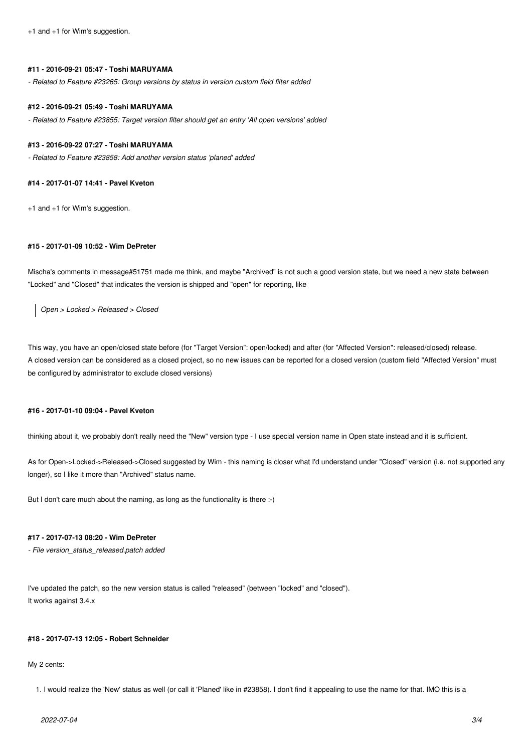+1 and +1 for Wim's suggestion.

#### #11 - 2016-09-21 05:47 - Toshi MARUYAMA

*- Related to Feature #23265: Group versions by status in version custom field filter added*

#### #12 - 2016-09-21 05:49 - Toshi MARUYAMA

*- Related to Feature #23855: Target version filter should get an entry 'All open versions' added*

#### #13 - 2016-09-22 07:27 - Toshi MARUYAMA

*- Related to Feature #23858: Add another version status 'planed' added*

#### #14 - 2017-01-07 14:41 - Pavel Kveton

+1 and +1 for Wim's suggestion.

#### #15 - 2017-01-09 10:52 - Wim DePreter

Mischa's comments in message#51751 made me think, and maybe "Archived" is not such a good version state, but we need a new state between "Locked" and "Closed" that indicates the version is shipped and "open" for reporting, like

> *Open > Locked > Released > Closed*

This way, you have an open/closed state before (for "Target Version": open/locked) and after (for "Affected Version": released/closed) release.
A closed version can be considered as a closed project, so no new issues can be reported for a closed version (custom field "Affected Version" must be configured by administrator to exclude closed versions)

#### #16 - 2017-01-10 09:04 - Pavel Kveton

thinking about it, we probably don't really need the "New" version type - I use special version name in Open state instead and it is sufficient.

As for Open->Locked->Released->Closed suggested by Wim - this naming is closer what I'd understand under "Closed" version (i.e. not supported any longer), so I like it more than "Archived" status name.

But I don't care much about the naming, as long as the functionality is there :-)

#### #17 - 2017-07-13 08:20 - Wim DePreter

*- File version_status_released.patch added*

I've updated the patch, so the new version status is called "released" (between "locked" and "closed").
It works against 3.4.x

#### #18 - 2017-07-13 12:05 - Robert Schneider

My 2 cents:

1. I would realize the 'New' status as well (or call it 'Planed' like in #23858). I don't find it appealing to use the name for that. IMO this is a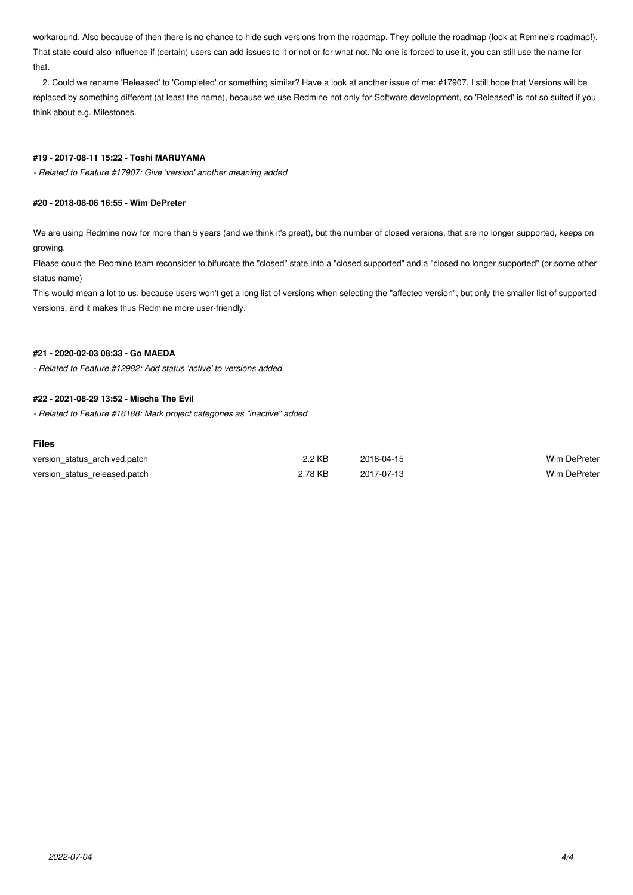workaround. Also because of then there is no chance to hide such versions from the roadmap. They pollute the roadmap (look at Remine's roadmap!). That state could also influence if (certain) users can add issues to it or not or for what not. No one is forced to use it, you can still use the name for that.

2. Could we rename 'Released' to 'Completed' or something similar? Have a look at another issue of me: #17907. I still hope that Versions will be replaced by something different (at least the name), because we use Redmine not only for Software development, so 'Released' is not so suited if you think about e.g. Milestones.

#### #19 - 2017-08-11 15:22 - Toshi MARUYAMA

*- Related to Feature #17907: Give 'version' another meaning added*

#### #20 - 2018-08-06 16:55 - Wim DePreter

We are using Redmine now for more than 5 years (and we think it's great), but the number of closed versions, that are no longer supported, keeps on growing.

Please could the Redmine team reconsider to bifurcate the "closed" state into a "closed supported" and a "closed no longer supported" (or some other status name)

This would mean a lot to us, because users won't get a long list of versions when selecting the "affected version", but only the smaller list of supported versions, and it makes thus Redmine more user-friendly.

#### #21 - 2020-02-03 08:33 - Go MAEDA

*- Related to Feature #12982: Add status 'active' to versions added*

#### #22 - 2021-08-29 13:52 - Mischa The Evil

*- Related to Feature #16188: Mark project categories as "inactive" added*

### Files

| | | | |
|---|---|---|---|
| version_status_archived.patch | 2.2 KB | 2016-04-15 | Wim DePreter |
| version_status_released.patch | 2.78 KB | 2017-07-13 | Wim DePreter |